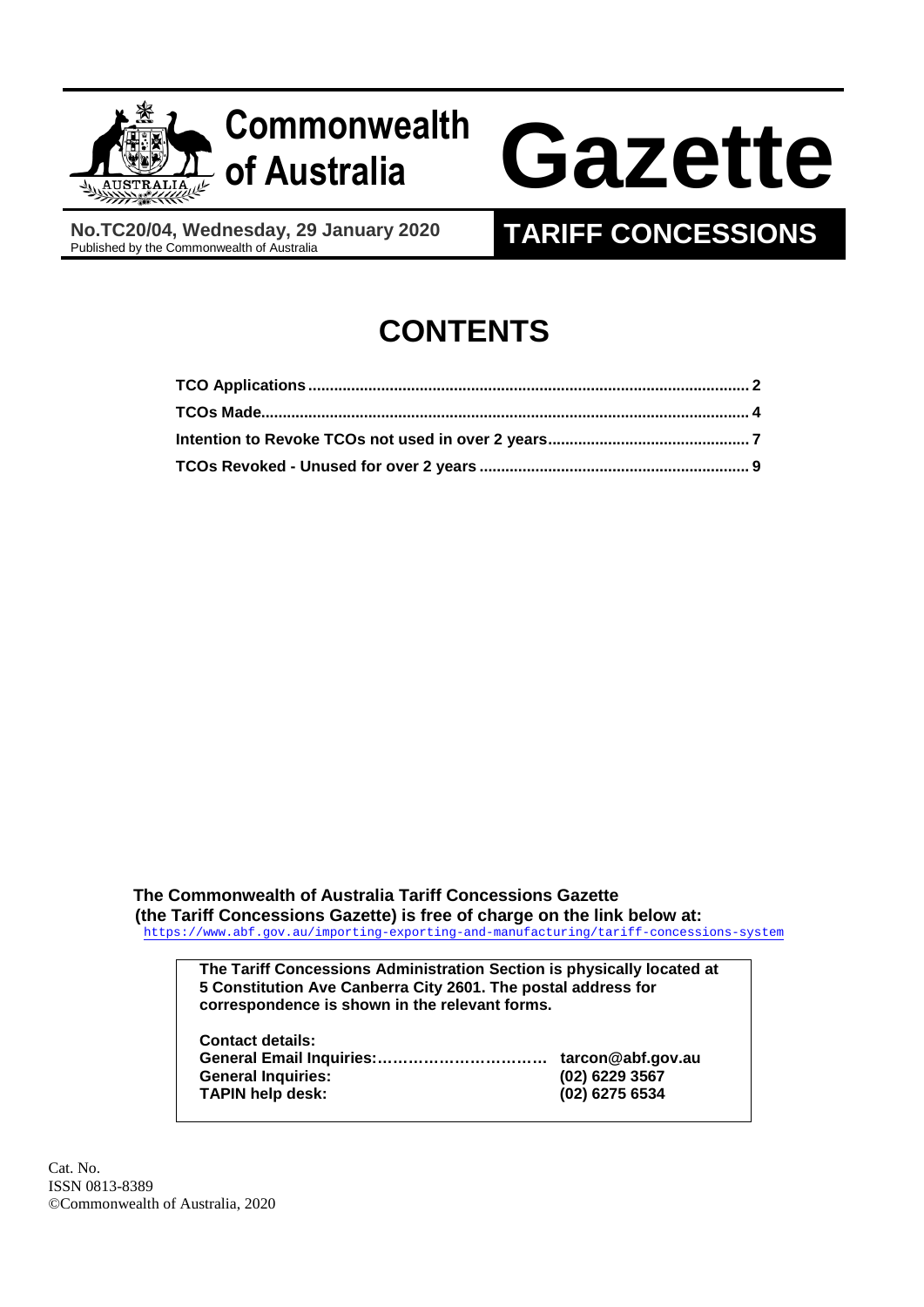# Commonwealth of Australia Gazette

**No.TC20/04, Wednesday, 29 January 2020**
Published by the Commonwealth of Australia

## TARIFF CONCESSIONS

# CONTENTS

| | |
|---|---|
| **TCO Applications** | **2** |
| **TCOs Made** | **4** |
| **Intention to Revoke TCOs not used in over 2 years** | **7** |
| **TCOs Revoked - Unused for over 2 years** | **9** |

**The Commonwealth of Australia Tariff Concessions Gazette (the Tariff Concessions Gazette) is free of charge on the link below at:**
https://www.abf.gov.au/importing-exporting-and-manufacturing/tariff-concessions-system

**The Tariff Concessions Administration Section is physically located at 5 Constitution Ave Canberra City 2601. The postal address for correspondence is shown in the relevant forms.**

**Contact details:**

| | |
|---|---|
| **General Email Inquiries:……………………………** | **tarcon@abf.gov.au** |
| **General Inquiries:** | **(02) 6229 3567** |
| **TAPIN help desk:** | **(02) 6275 6534** |

Cat. No.
ISSN 0813-8389
©Commonwealth of Australia, 2020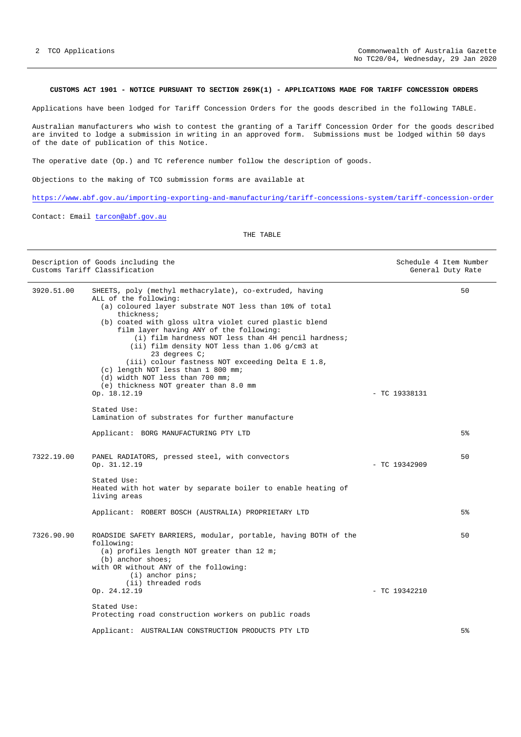**CUSTOMS ACT 1901 - NOTICE PURSUANT TO SECTION 269K(1) - APPLICATIONS MADE FOR TARIFF CONCESSION ORDERS**

Applications have been lodged for Tariff Concession Orders for the goods described in the following TABLE.

Australian manufacturers who wish to contest the granting of a Tariff Concession Order for the goods described are invited to lodge a submission in writing in an approved form. Submissions must be lodged within 50 days of the date of publication of this Notice.

The operative date (Op.) and TC reference number follow the description of goods.

Objections to the making of TCO submission forms are available at

https://www.abf.gov.au/importing-exporting-and-manufacturing/tariff-concessions-system/tariff-concession-order

Contact: Email tarcon@abf.gov.au

THE TABLE

| Description of Goods including the Customs Tariff Classification | | | Schedule 4 Item Number / General Duty Rate |
|---|---|---|---|
| 3920.51.00 | SHEETS, poly (methyl methacrylate), co-extruded, having ALL of the following:<br>(a) coloured layer substrate NOT less than 10% of total thickness;<br>(b) coated with gloss ultra violet cured plastic blend film layer having ANY of the following:<br>(i) film hardness NOT less than 4H pencil hardness;<br>(ii) film density NOT less than 1.06 g/cm3 at 23 degrees C;<br>(iii) colour fastness NOT exceeding Delta E 1.8,<br>(c) length NOT less than 1 800 mm;<br>(d) width NOT less than 700 mm;<br>(e) thickness NOT greater than 8.0 mm<br>Op. 18.12.19 | - TC 19338131 | 50 |
| | Stated Use:<br>Lamination of substrates for further manufacture | | |
| | Applicant: BORG MANUFACTURING PTY LTD | | 5% |
| 7322.19.00 | PANEL RADIATORS, pressed steel, with convectors<br>Op. 31.12.19 | - TC 19342909 | 50 |
| | Stated Use:<br>Heated with hot water by separate boiler to enable heating of living areas | | |
| | Applicant: ROBERT BOSCH (AUSTRALIA) PROPRIETARY LTD | | 5% |
| 7326.90.90 | ROADSIDE SAFETY BARRIERS, modular, portable, having BOTH of the following:<br>(a) profiles length NOT greater than 12 m;<br>(b) anchor shoes;<br>with OR without ANY of the following:<br>(i) anchor pins;<br>(ii) threaded rods<br>Op. 24.12.19 | - TC 19342210 | 50 |
| | Stated Use:<br>Protecting road construction workers on public roads | | |
| | Applicant: AUSTRALIAN CONSTRUCTION PRODUCTS PTY LTD | | 5% |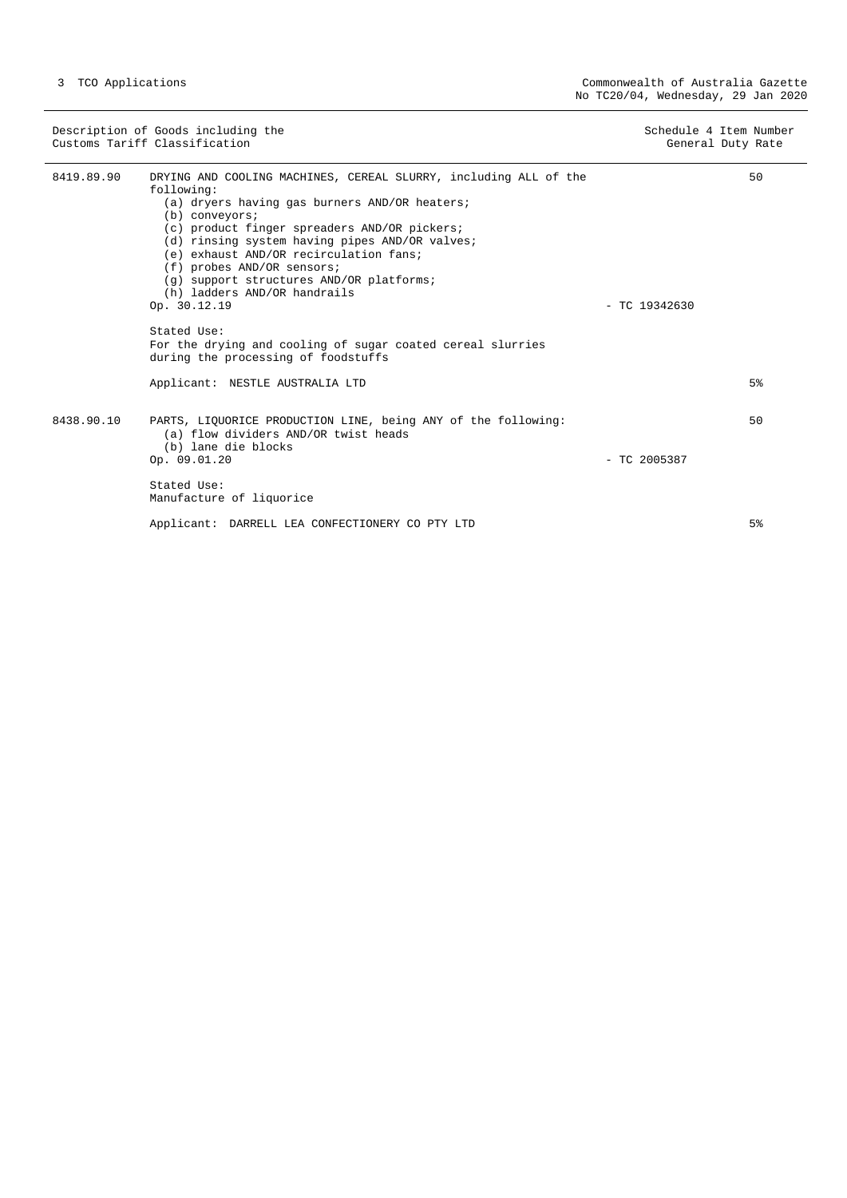| Description of Goods including the Customs Tariff Classification | | | Schedule 4 Item Number / General Duty Rate |
|---|---|---|---|
| 8419.89.90 | DRYING AND COOLING MACHINES, CEREAL SLURRY, including ALL of the following:<br>(a) dryers having gas burners AND/OR heaters;<br>(b) conveyors;<br>(c) product finger spreaders AND/OR pickers;<br>(d) rinsing system having pipes AND/OR valves;<br>(e) exhaust AND/OR recirculation fans;<br>(f) probes AND/OR sensors;<br>(g) support structures AND/OR platforms;<br>(h) ladders AND/OR handrails<br>Op. 30.12.19 | - TC 19342630 | 50 |
| | Stated Use:<br>For the drying and cooling of sugar coated cereal slurries during the processing of foodstuffs | | |
| | Applicant: NESTLE AUSTRALIA LTD | | 5% |
| 8438.90.10 | PARTS, LIQUORICE PRODUCTION LINE, being ANY of the following:<br>(a) flow dividers AND/OR twist heads<br>(b) lane die blocks<br>Op. 09.01.20 | - TC 2005387 | 50 |
| | Stated Use:<br>Manufacture of liquorice | | |
| | Applicant: DARRELL LEA CONFECTIONERY CO PTY LTD | | 5% |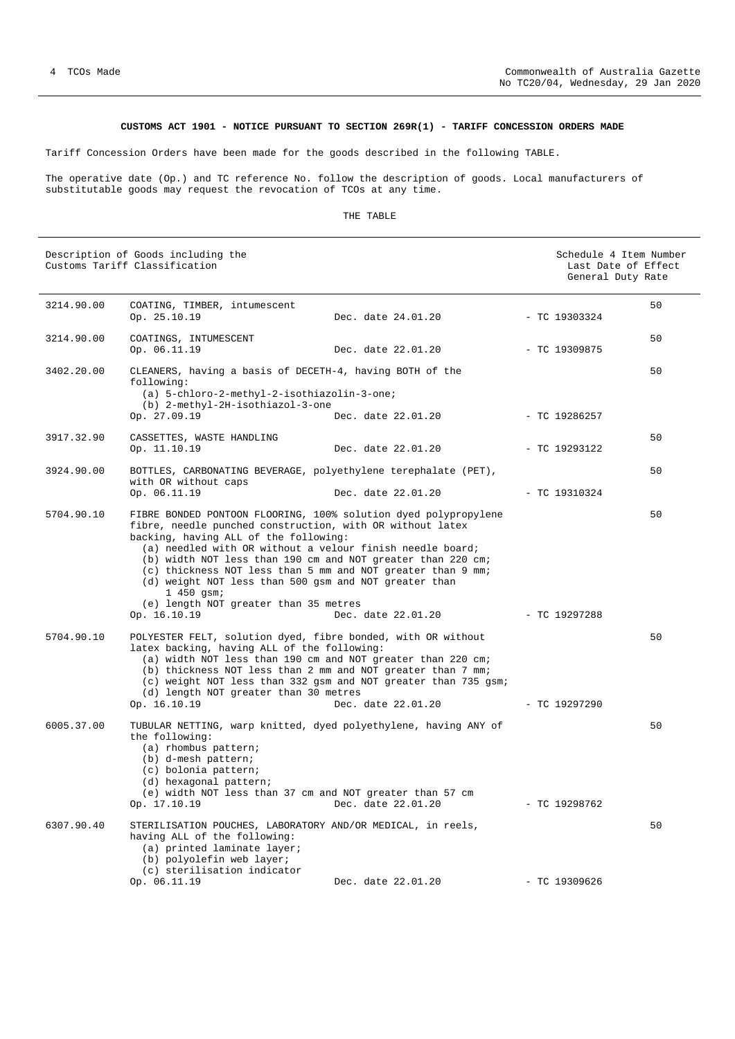**CUSTOMS ACT 1901 - NOTICE PURSUANT TO SECTION 269R(1) - TARIFF CONCESSION ORDERS MADE**

Tariff Concession Orders have been made for the goods described in the following TABLE.

The operative date (Op.) and TC reference No. follow the description of goods. Local manufacturers of substitutable goods may request the revocation of TCOs at any time.

THE TABLE

| | Description of Goods including the Customs Tariff Classification | | Schedule 4 Item Number Last Date of Effect | General Duty Rate |
|---|---|---|---|---|
| 3214.90.00 | COATING, TIMBER, intumescent<br>Op. 25.10.19 | Dec. date 24.01.20 | - TC 19303324 | 50 |
| 3214.90.00 | COATINGS, INTUMESCENT<br>Op. 06.11.19 | Dec. date 22.01.20 | - TC 19309875 | 50 |
| 3402.20.00 | CLEANERS, having a basis of DECETH-4, having BOTH of the following:<br>(a) 5-chloro-2-methyl-2-isothiazolin-3-one;<br>(b) 2-methyl-2H-isothiazol-3-one<br>Op. 27.09.19 | Dec. date 22.01.20 | - TC 19286257 | 50 |
| 3917.32.90 | CASSETTES, WASTE HANDLING<br>Op. 11.10.19 | Dec. date 22.01.20 | - TC 19293122 | 50 |
| 3924.90.00 | BOTTLES, CARBONATING BEVERAGE, polyethylene terephalate (PET), with OR without caps<br>Op. 06.11.19 | Dec. date 22.01.20 | - TC 19310324 | 50 |
| 5704.90.10 | FIBRE BONDED PONTOON FLOORING, 100% solution dyed polypropylene fibre, needle punched construction, with OR without latex backing, having ALL of the following:<br>(a) needled with OR without a velour finish needle board;<br>(b) width NOT less than 190 cm and NOT greater than 220 cm;<br>(c) thickness NOT less than 5 mm and NOT greater than 9 mm;<br>(d) weight NOT less than 500 gsm and NOT greater than 1 450 gsm;<br>(e) length NOT greater than 35 metres<br>Op. 16.10.19 | Dec. date 22.01.20 | - TC 19297288 | 50 |
| 5704.90.10 | POLYESTER FELT, solution dyed, fibre bonded, with OR without latex backing, having ALL of the following:<br>(a) width NOT less than 190 cm and NOT greater than 220 cm;<br>(b) thickness NOT less than 2 mm and NOT greater than 7 mm;<br>(c) weight NOT less than 332 gsm and NOT greater than 735 gsm;<br>(d) length NOT greater than 30 metres<br>Op. 16.10.19 | Dec. date 22.01.20 | - TC 19297290 | 50 |
| 6005.37.00 | TUBULAR NETTING, warp knitted, dyed polyethylene, having ANY of the following:<br>(a) rhombus pattern;<br>(b) d-mesh pattern;<br>(c) bolonia pattern;<br>(d) hexagonal pattern;<br>(e) width NOT less than 37 cm and NOT greater than 57 cm<br>Op. 17.10.19 | Dec. date 22.01.20 | - TC 19298762 | 50 |
| 6307.90.40 | STERILISATION POUCHES, LABORATORY AND/OR MEDICAL, in reels, having ALL of the following:<br>(a) printed laminate layer;<br>(b) polyolefin web layer;<br>(c) sterilisation indicator<br>Op. 06.11.19 | Dec. date 22.01.20 | - TC 19309626 | 50 |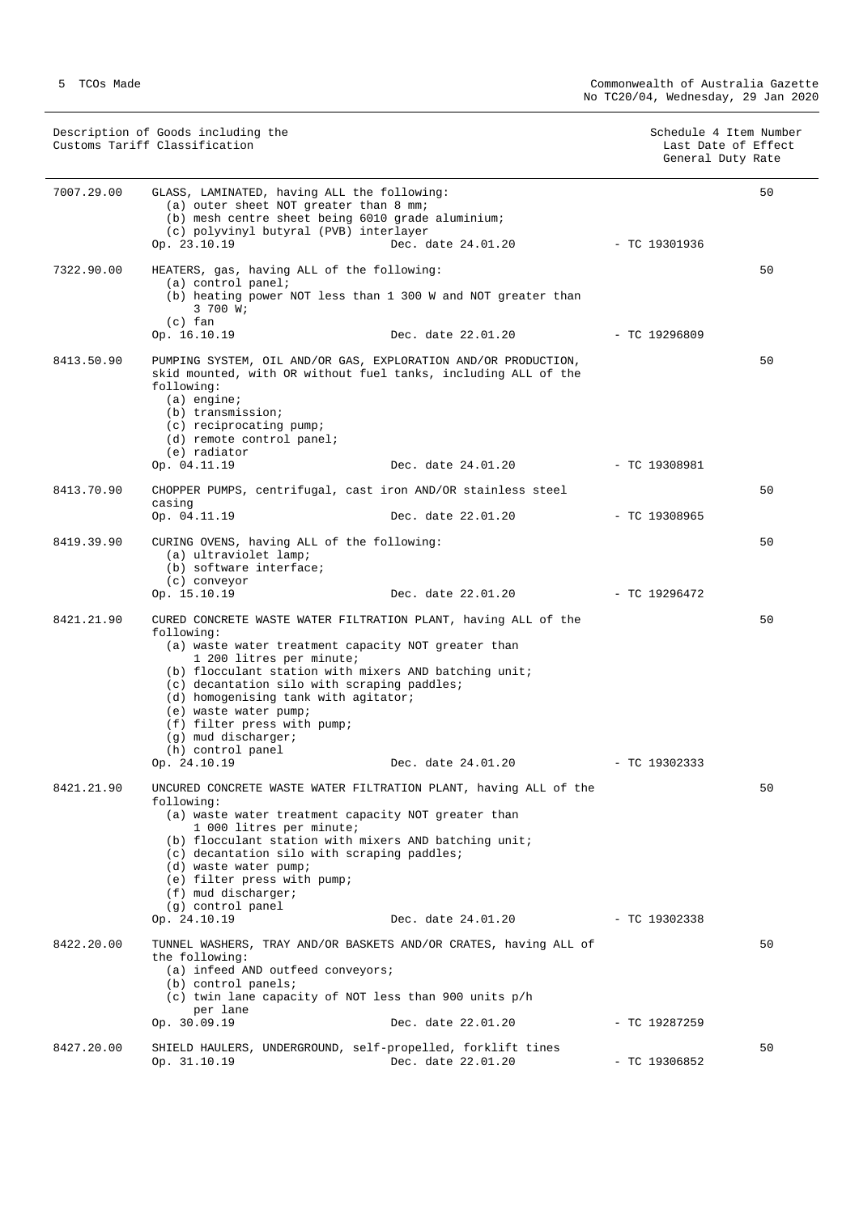| Description of Goods including the Customs Tariff Classification | | | Schedule 4 Item Number Last Date of Effect General Duty Rate |
|---|---|---|---|
| 7007.29.00 | GLASS, LAMINATED, having ALL the following:<br>(a) outer sheet NOT greater than 8 mm;<br>(b) mesh centre sheet being 6010 grade aluminium;<br>(c) polyvinyl butyral (PVB) interlayer<br>Op. 23.10.19 Dec. date 24.01.20 - TC 19301936 | | 50 |
| 7322.90.00 | HEATERS, gas, having ALL of the following:<br>(a) control panel;<br>(b) heating power NOT less than 1 300 W and NOT greater than 3 700 W;<br>(c) fan<br>Op. 16.10.19 Dec. date 22.01.20 - TC 19296809 | | 50 |
| 8413.50.90 | PUMPING SYSTEM, OIL AND/OR GAS, EXPLORATION AND/OR PRODUCTION, skid mounted, with OR without fuel tanks, including ALL of the following:<br>(a) engine;<br>(b) transmission;<br>(c) reciprocating pump;<br>(d) remote control panel;<br>(e) radiator<br>Op. 04.11.19 Dec. date 24.01.20 - TC 19308981 | | 50 |
| 8413.70.90 | CHOPPER PUMPS, centrifugal, cast iron AND/OR stainless steel casing<br>Op. 04.11.19 Dec. date 22.01.20 - TC 19308965 | | 50 |
| 8419.39.90 | CURING OVENS, having ALL of the following:<br>(a) ultraviolet lamp;<br>(b) software interface;<br>(c) conveyor<br>Op. 15.10.19 Dec. date 22.01.20 - TC 19296472 | | 50 |
| 8421.21.90 | CURED CONCRETE WASTE WATER FILTRATION PLANT, having ALL of the following:<br>(a) waste water treatment capacity NOT greater than 1 200 litres per minute;<br>(b) flocculant station with mixers AND batching unit;<br>(c) decantation silo with scraping paddles;<br>(d) homogenising tank with agitator;<br>(e) waste water pump;<br>(f) filter press with pump;<br>(g) mud discharger;<br>(h) control panel<br>Op. 24.10.19 Dec. date 24.01.20 - TC 19302333 | | 50 |
| 8421.21.90 | UNCURED CONCRETE WASTE WATER FILTRATION PLANT, having ALL of the following:<br>(a) waste water treatment capacity NOT greater than 1 000 litres per minute;<br>(b) flocculant station with mixers AND batching unit;<br>(c) decantation silo with scraping paddles;<br>(d) waste water pump;<br>(e) filter press with pump;<br>(f) mud discharger;<br>(g) control panel<br>Op. 24.10.19 Dec. date 24.01.20 - TC 19302338 | | 50 |
| 8422.20.00 | TUNNEL WASHERS, TRAY AND/OR BASKETS AND/OR CRATES, having ALL of the following:<br>(a) infeed AND outfeed conveyors;<br>(b) control panels;<br>(c) twin lane capacity of NOT less than 900 units p/h per lane<br>Op. 30.09.19 Dec. date 22.01.20 - TC 19287259 | | 50 |
| 8427.20.00 | SHIELD HAULERS, UNDERGROUND, self-propelled, forklift tines<br>Op. 31.10.19 Dec. date 22.01.20 - TC 19306852 | | 50 |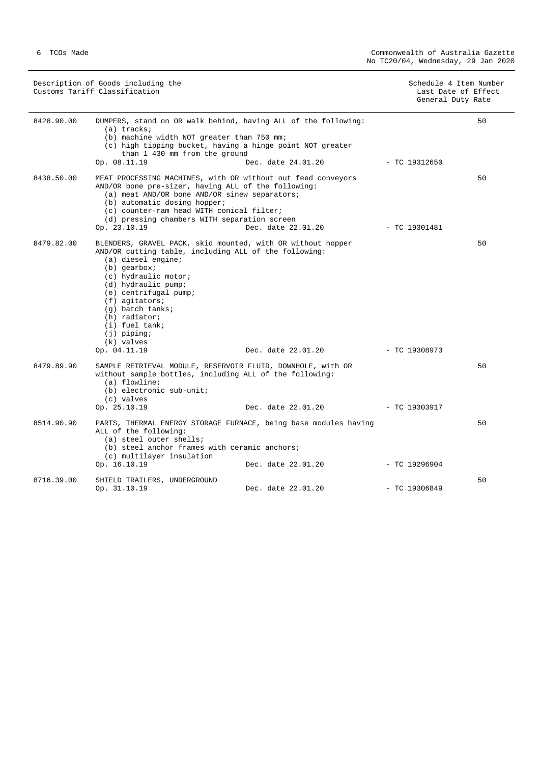| Description of Goods including the Customs Tariff Classification | | Schedule 4 Item Number<br>Last Date of Effect<br>General Duty Rate |
|---|---|---|
| 8428.90.00 | DUMPERS, stand on OR walk behind, having ALL of the following:<br>(a) tracks;<br>(b) machine width NOT greater than 750 mm;<br>(c) high tipping bucket, having a hinge point NOT greater than 1 430 mm from the ground<br>Op. 08.11.19 Dec. date 24.01.20 - TC 19312650 | 50 |
| 8438.50.00 | MEAT PROCESSING MACHINES, with OR without out feed conveyors AND/OR bone pre-sizer, having ALL of the following:<br>(a) meat AND/OR bone AND/OR sinew separators;<br>(b) automatic dosing hopper;<br>(c) counter-ram head WITH conical filter;<br>(d) pressing chambers WITH separation screen<br>Op. 23.10.19 Dec. date 22.01.20 - TC 19301481 | 50 |
| 8479.82.00 | BLENDERS, GRAVEL PACK, skid mounted, with OR without hopper AND/OR cutting table, including ALL of the following:<br>(a) diesel engine;<br>(b) gearbox;<br>(c) hydraulic motor;<br>(d) hydraulic pump;<br>(e) centrifugal pump;<br>(f) agitators;<br>(g) batch tanks;<br>(h) radiator;<br>(i) fuel tank;<br>(j) piping;<br>(k) valves<br>Op. 04.11.19 Dec. date 22.01.20 - TC 19308973 | 50 |
| 8479.89.90 | SAMPLE RETRIEVAL MODULE, RESERVOIR FLUID, DOWNHOLE, with OR without sample bottles, including ALL of the following:<br>(a) flowline;<br>(b) electronic sub-unit;<br>(c) valves<br>Op. 25.10.19 Dec. date 22.01.20 - TC 19303917 | 50 |
| 8514.90.90 | PARTS, THERMAL ENERGY STORAGE FURNACE, being base modules having ALL of the following:<br>(a) steel outer shells;<br>(b) steel anchor frames with ceramic anchors;<br>(c) multilayer insulation<br>Op. 16.10.19 Dec. date 22.01.20 - TC 19296904 | 50 |
| 8716.39.00 | SHIELD TRAILERS, UNDERGROUND<br>Op. 31.10.19 Dec. date 22.01.20 - TC 19306849 | 50 |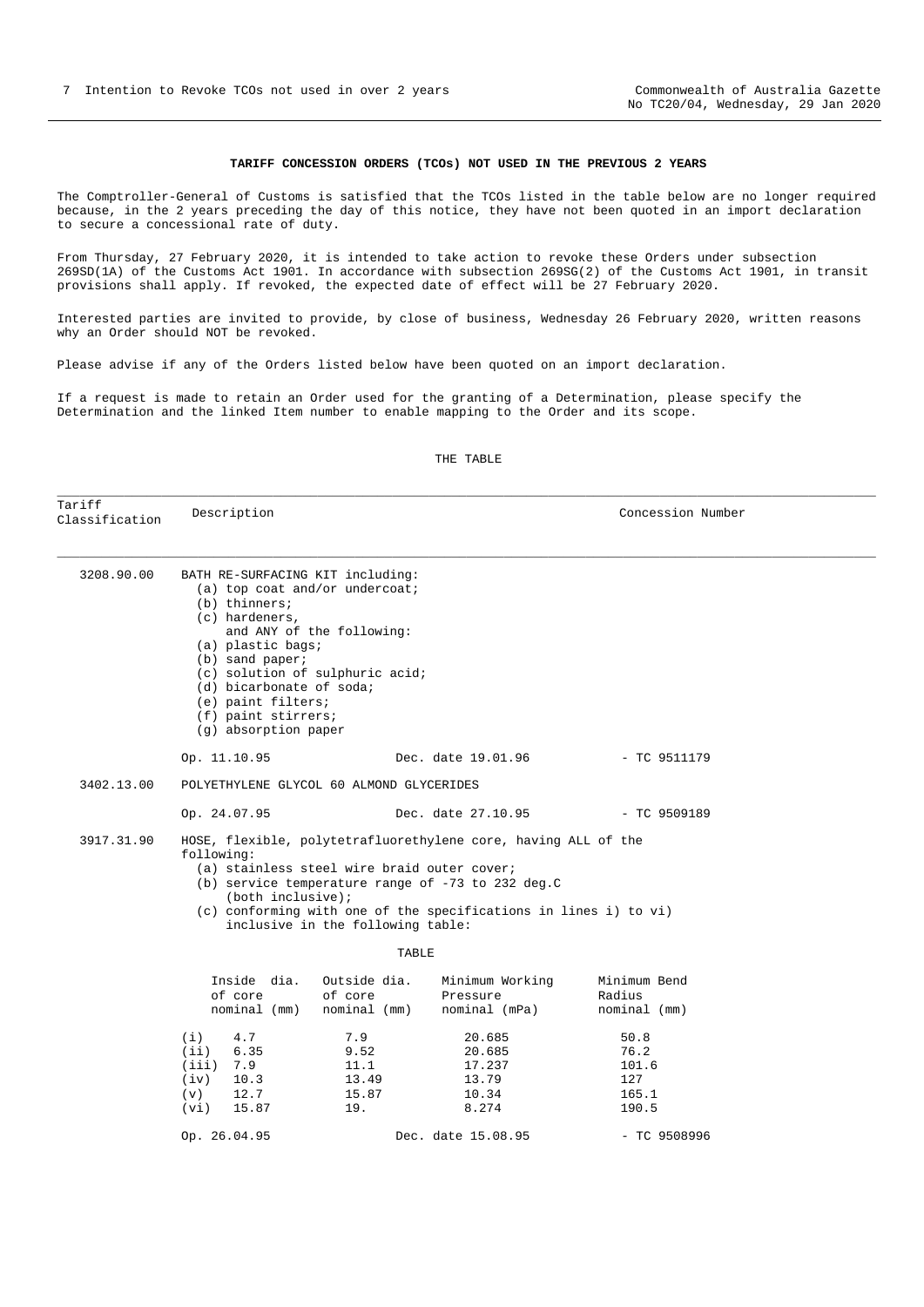## TARIFF CONCESSION ORDERS (TCOs) NOT USED IN THE PREVIOUS 2 YEARS

The Comptroller-General of Customs is satisfied that the TCOs listed in the table below are no longer required because, in the 2 years preceding the day of this notice, they have not been quoted in an import declaration to secure a concessional rate of duty.

From Thursday, 27 February 2020, it is intended to take action to revoke these Orders under subsection 269SD(1A) of the Customs Act 1901. In accordance with subsection 269SG(2) of the Customs Act 1901, in transit provisions shall apply. If revoked, the expected date of effect will be 27 February 2020.

Interested parties are invited to provide, by close of business, Wednesday 26 February 2020, written reasons why an Order should NOT be revoked.

Please advise if any of the Orders listed below have been quoted on an import declaration.

If a request is made to retain an Order used for the granting of a Determination, please specify the Determination and the linked Item number to enable mapping to the Order and its scope.

THE TABLE

| Tariff Classification | Description | Concession Number |
|---|---|---|
| 3208.90.00 | BATH RE-SURFACING KIT including:<br>(a) top coat and/or undercoat;<br>(b) thinners;<br>(c) hardeners,<br>and ANY of the following:<br>(a) plastic bags;<br>(b) sand paper;<br>(c) solution of sulphuric acid;<br>(d) bicarbonate of soda;<br>(e) paint filters;<br>(f) paint stirrers;<br>(g) absorption paper | |
| | Op. 11.10.95 &nbsp;&nbsp; Dec. date 19.01.96 | - TC 9511179 |
| 3402.13.00 | POLYETHYLENE GLYCOL 60 ALMOND GLYCERIDES | |
| | Op. 24.07.95 &nbsp;&nbsp; Dec. date 27.10.95 | - TC 9509189 |
| 3917.31.90 | HOSE, flexible, polytetrafluorethylene core, having ALL of the following:<br>(a) stainless steel wire braid outer cover;<br>(b) service temperature range of -73 to 232 deg.C (both inclusive);<br>(c) conforming with one of the specifications in lines i) to vi) inclusive in the following table: | |

TABLE

| | Inside dia. of core nominal (mm) | Outside dia. of core nominal (mm) | Minimum Working Pressure nominal (mPa) | Minimum Bend Radius nominal (mm) |
|---|---|---|---|---|
| (i) | 4.7 | 7.9 | 20.685 | 50.8 |
| (ii) | 6.35 | 9.52 | 20.685 | 76.2 |
| (iii) | 7.9 | 11.1 | 17.237 | 101.6 |
| (iv) | 10.3 | 13.49 | 13.79 | 127 |
| (v) | 12.7 | 15.87 | 10.34 | 165.1 |
| (vi) | 15.87 | 19. | 8.274 | 190.5 |

Op. 26.04.95 &nbsp;&nbsp; Dec. date 15.08.95 &nbsp;&nbsp; - TC 9508996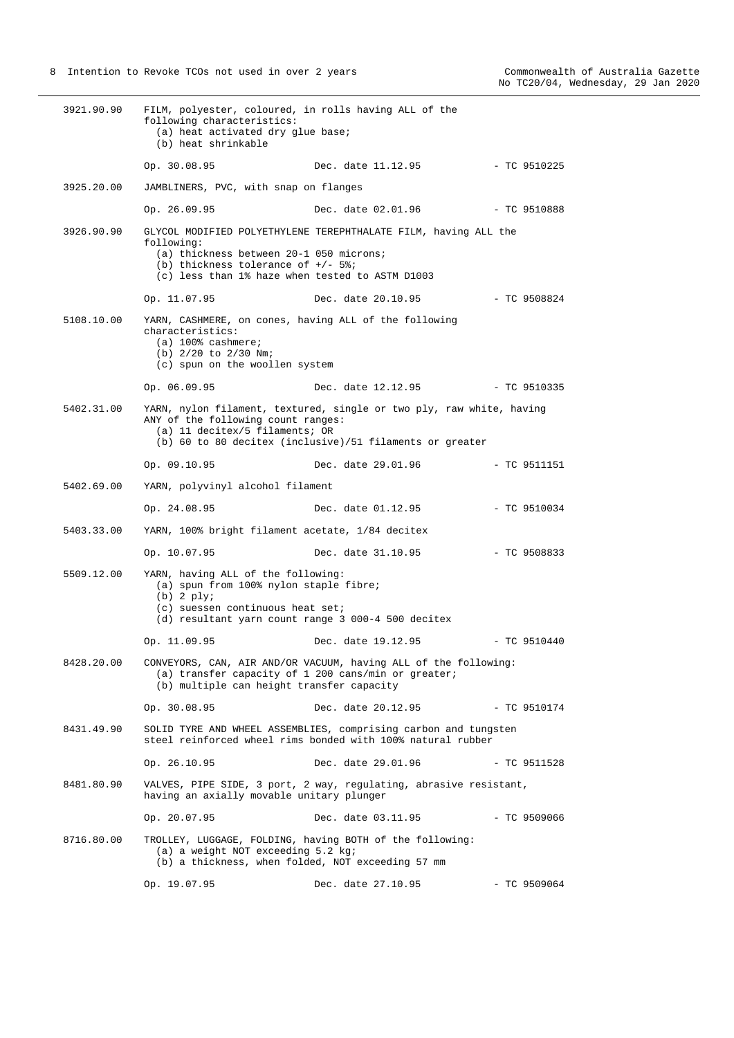3921.90.90 FILM, polyester, coloured, in rolls having ALL of the following characteristics:
(a) heat activated dry glue base;
(b) heat shrinkable

Op. 30.08.95 Dec. date 11.12.95 - TC 9510225

3925.20.00 JAMBLINERS, PVC, with snap on flanges

Op. 26.09.95 Dec. date 02.01.96 - TC 9510888

3926.90.90 GLYCOL MODIFIED POLYETHYLENE TEREPHTHALATE FILM, having ALL the following:
(a) thickness between 20-1 050 microns;
(b) thickness tolerance of +/- 5%;
(c) less than 1% haze when tested to ASTM D1003

Op. 11.07.95 Dec. date 20.10.95 - TC 9508824

5108.10.00 YARN, CASHMERE, on cones, having ALL of the following characteristics:
(a) 100% cashmere;
(b) 2/20 to 2/30 Nm;
(c) spun on the woollen system

Op. 06.09.95 Dec. date 12.12.95 - TC 9510335

5402.31.00 YARN, nylon filament, textured, single or two ply, raw white, having ANY of the following count ranges:
(a) 11 decitex/5 filaments; OR
(b) 60 to 80 decitex (inclusive)/51 filaments or greater

Op. 09.10.95 Dec. date 29.01.96 - TC 9511151

5402.69.00 YARN, polyvinyl alcohol filament

Op. 24.08.95 Dec. date 01.12.95 - TC 9510034

5403.33.00 YARN, 100% bright filament acetate, 1/84 decitex

Op. 10.07.95 Dec. date 31.10.95 - TC 9508833

5509.12.00 YARN, having ALL of the following:
(a) spun from 100% nylon staple fibre;
(b) 2 ply;
(c) suessen continuous heat set;
(d) resultant yarn count range 3 000-4 500 decitex

Op. 11.09.95 Dec. date 19.12.95 - TC 9510440

8428.20.00 CONVEYORS, CAN, AIR AND/OR VACUUM, having ALL of the following:
(a) transfer capacity of 1 200 cans/min or greater;
(b) multiple can height transfer capacity

Op. 30.08.95 Dec. date 20.12.95 - TC 9510174

8431.49.90 SOLID TYRE AND WHEEL ASSEMBLIES, comprising carbon and tungsten steel reinforced wheel rims bonded with 100% natural rubber

Op. 26.10.95 Dec. date 29.01.96 - TC 9511528

8481.80.90 VALVES, PIPE SIDE, 3 port, 2 way, regulating, abrasive resistant, having an axially movable unitary plunger

Op. 20.07.95 Dec. date 03.11.95 - TC 9509066

8716.80.00 TROLLEY, LUGGAGE, FOLDING, having BOTH of the following:
(a) a weight NOT exceeding 5.2 kg;
(b) a thickness, when folded, NOT exceeding 57 mm

Op. 19.07.95 Dec. date 27.10.95 - TC 9509064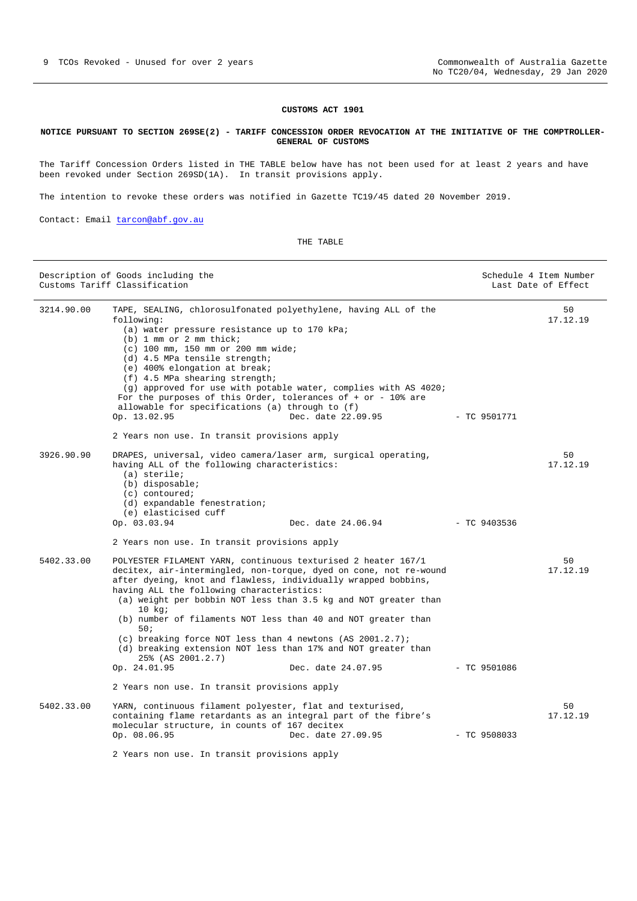**CUSTOMS ACT 1901**

**NOTICE PURSUANT TO SECTION 269SE(2) - TARIFF CONCESSION ORDER REVOCATION AT THE INITIATIVE OF THE COMPTROLLER-GENERAL OF CUSTOMS**

The Tariff Concession Orders listed in THE TABLE below have has not been used for at least 2 years and have been revoked under Section 269SD(1A). In transit provisions apply.

The intention to revoke these orders was notified in Gazette TC19/45 dated 20 November 2019.

Contact: Email tarcon@abf.gov.au

THE TABLE

| Description of Goods including the Customs Tariff Classification | | | | Schedule 4 Item Number Last Date of Effect |
|---|---|---|---|---|
| 3214.90.00 | TAPE, SEALING, chlorosulfonated polyethylene, having ALL of the following:<br>(a) water pressure resistance up to 170 kPa;<br>(b) 1 mm or 2 mm thick;<br>(c) 100 mm, 150 mm or 200 mm wide;<br>(d) 4.5 MPa tensile strength;<br>(e) 400% elongation at break;<br>(f) 4.5 MPa shearing strength;<br>(g) approved for use with potable water, complies with AS 4020;<br>For the purposes of this Order, tolerances of + or - 10% are allowable for specifications (a) through to (f)<br>Op. 13.02.95 | Dec. date 22.09.95 | - TC 9501771 | 50<br>17.12.19 |
| | 2 Years non use. In transit provisions apply | | | |
| 3926.90.90 | DRAPES, universal, video camera/laser arm, surgical operating, having ALL of the following characteristics:<br>(a) sterile;<br>(b) disposable;<br>(c) contoured;<br>(d) expandable fenestration;<br>(e) elasticised cuff<br>Op. 03.03.94 | Dec. date 24.06.94 | - TC 9403536 | 50<br>17.12.19 |
| | 2 Years non use. In transit provisions apply | | | |
| 5402.33.00 | POLYESTER FILAMENT YARN, continuous texturised 2 heater 167/1 decitex, air-intermingled, non-torque, dyed on cone, not re-wound after dyeing, knot and flawless, individually wrapped bobbins, having ALL the following characteristics:<br>(a) weight per bobbin NOT less than 3.5 kg and NOT greater than 10 kg;<br>(b) number of filaments NOT less than 40 and NOT greater than 50;<br>(c) breaking force NOT less than 4 newtons (AS 2001.2.7);<br>(d) breaking extension NOT less than 17% and NOT greater than 25% (AS 2001.2.7)<br>Op. 24.01.95 | Dec. date 24.07.95 | - TC 9501086 | 50<br>17.12.19 |
| | 2 Years non use. In transit provisions apply | | | |
| 5402.33.00 | YARN, continuous filament polyester, flat and texturised, containing flame retardants as an integral part of the fibre's molecular structure, in counts of 167 decitex<br>Op. 08.06.95 | Dec. date 27.09.95 | - TC 9508033 | 50<br>17.12.19 |
| | 2 Years non use. In transit provisions apply | | | |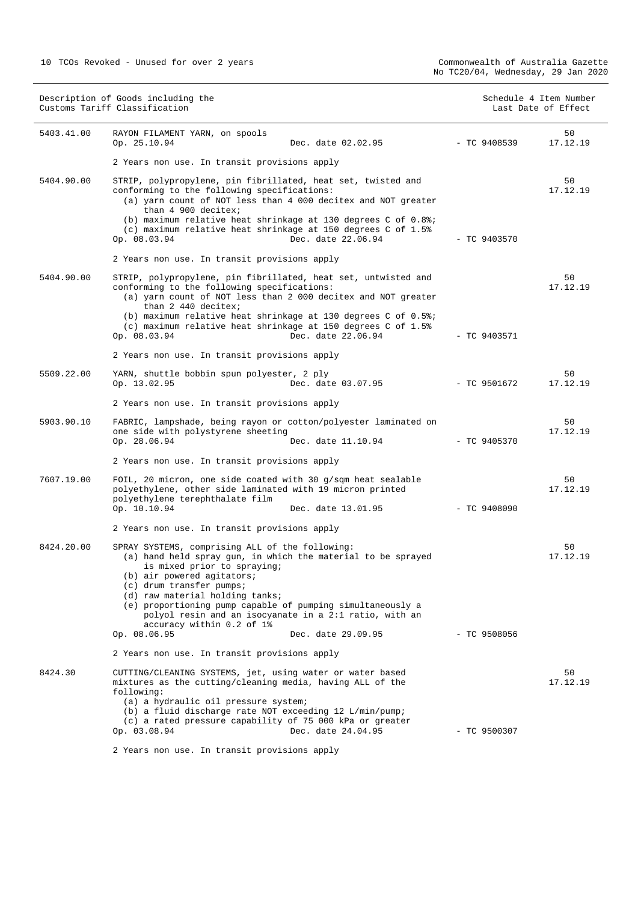| Description of Goods including the Customs Tariff Classification | | | Schedule 4 Item Number Last Date of Effect |
|---|---|---|---|
| 5403.41.00 | RAYON FILAMENT YARN, on spools<br>Op. 25.10.94 Dec. date 02.02.95<br><br>2 Years non use. In transit provisions apply | - TC 9408539 | 50<br>17.12.19 |
| 5404.90.00 | STRIP, polypropylene, pin fibrillated, heat set, twisted and conforming to the following specifications:<br>(a) yarn count of NOT less than 4 000 decitex and NOT greater than 4 900 decitex;<br>(b) maximum relative heat shrinkage at 130 degrees C of 0.8%;<br>(c) maximum relative heat shrinkage at 150 degrees C of 1.5%<br>Op. 08.03.94 Dec. date 22.06.94<br><br>2 Years non use. In transit provisions apply | - TC 9403570 | 50<br>17.12.19 |
| 5404.90.00 | STRIP, polypropylene, pin fibrillated, heat set, untwisted and conforming to the following specifications:<br>(a) yarn count of NOT less than 2 000 decitex and NOT greater than 2 440 decitex;<br>(b) maximum relative heat shrinkage at 130 degrees C of 0.5%;<br>(c) maximum relative heat shrinkage at 150 degrees C of 1.5%<br>Op. 08.03.94 Dec. date 22.06.94<br><br>2 Years non use. In transit provisions apply | - TC 9403571 | 50<br>17.12.19 |
| 5509.22.00 | YARN, shuttle bobbin spun polyester, 2 ply<br>Op. 13.02.95 Dec. date 03.07.95<br><br>2 Years non use. In transit provisions apply | - TC 9501672 | 50<br>17.12.19 |
| 5903.90.10 | FABRIC, lampshade, being rayon or cotton/polyester laminated on one side with polystyrene sheeting<br>Op. 28.06.94 Dec. date 11.10.94<br><br>2 Years non use. In transit provisions apply | - TC 9405370 | 50<br>17.12.19 |
| 7607.19.00 | FOIL, 20 micron, one side coated with 30 g/sqm heat sealable polyethylene, other side laminated with 19 micron printed polyethylene terephthalate film<br>Op. 10.10.94 Dec. date 13.01.95<br><br>2 Years non use. In transit provisions apply | - TC 9408090 | 50<br>17.12.19 |
| 8424.20.00 | SPRAY SYSTEMS, comprising ALL of the following:<br>(a) hand held spray gun, in which the material to be sprayed is mixed prior to spraying;<br>(b) air powered agitators;<br>(c) drum transfer pumps;<br>(d) raw material holding tanks;<br>(e) proportioning pump capable of pumping simultaneously a polyol resin and an isocyanate in a 2:1 ratio, with an accuracy within 0.2 of 1%<br>Op. 08.06.95 Dec. date 29.09.95<br><br>2 Years non use. In transit provisions apply | - TC 9508056 | 50<br>17.12.19 |
| 8424.30 | CUTTING/CLEANING SYSTEMS, jet, using water or water based mixtures as the cutting/cleaning media, having ALL of the following:<br>(a) a hydraulic oil pressure system;<br>(b) a fluid discharge rate NOT exceeding 12 L/min/pump;<br>(c) a rated pressure capability of 75 000 kPa or greater<br>Op. 03.08.94 Dec. date 24.04.95<br><br>2 Years non use. In transit provisions apply | - TC 9500307 | 50<br>17.12.19 |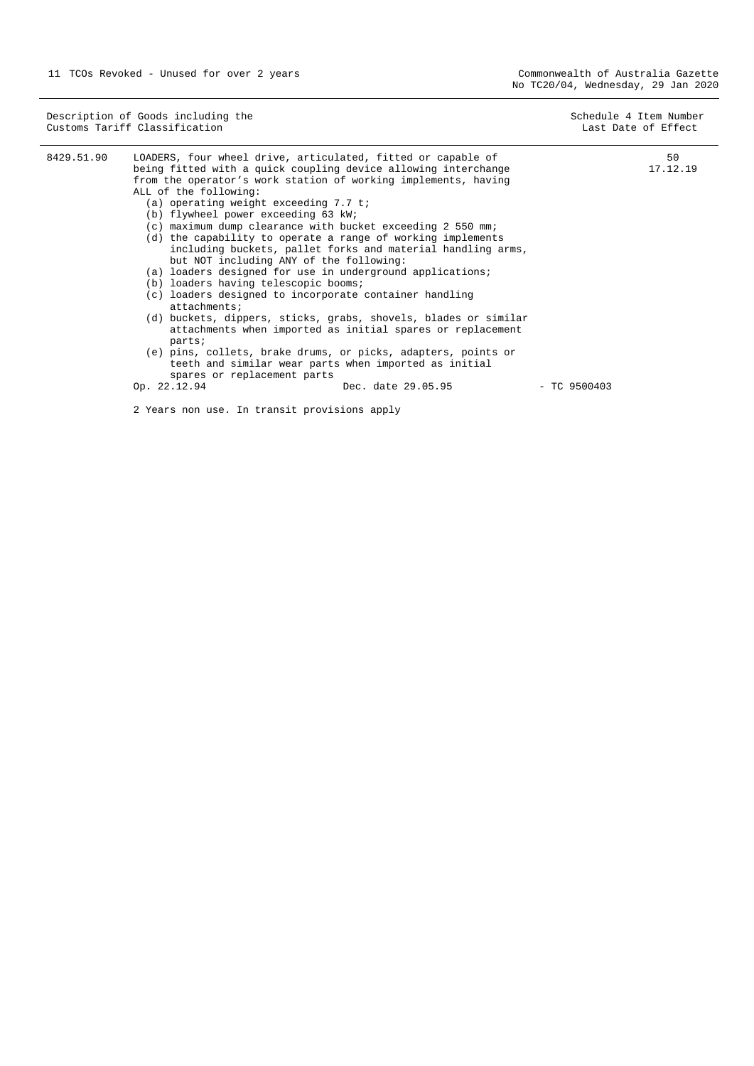| Description of Goods including the Customs Tariff Classification | | Schedule 4 Item Number Last Date of Effect |
|---|---|---|
| 8429.51.90 | LOADERS, four wheel drive, articulated, fitted or capable of being fitted with a quick coupling device allowing interchange from the operator's work station of working implements, having ALL of the following:<br>(a) operating weight exceeding 7.7 t;<br>(b) flywheel power exceeding 63 kW;<br>(c) maximum dump clearance with bucket exceeding 2 550 mm;<br>(d) the capability to operate a range of working implements including buckets, pallet forks and material handling arms,<br>but NOT including ANY of the following:<br>(a) loaders designed for use in underground applications;<br>(b) loaders having telescopic booms;<br>(c) loaders designed to incorporate container handling attachments;<br>(d) buckets, dippers, sticks, grabs, shovels, blades or similar attachments when imported as initial spares or replacement parts;<br>(e) pins, collets, brake drums, or picks, adapters, points or teeth and similar wear parts when imported as initial spares or replacement parts<br>Op. 22.12.94 Dec. date 29.05.95 - TC 9500403<br><br>2 Years non use. In transit provisions apply | 50<br>17.12.19 |